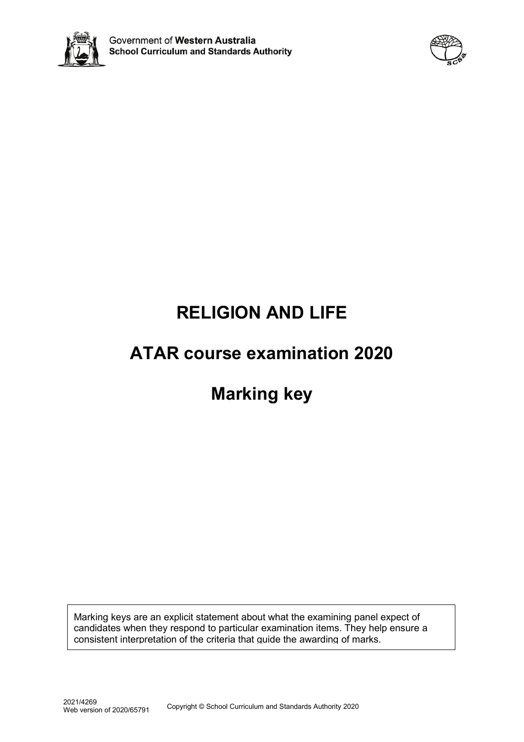Government of **Western Australia**
**School Curriculum and Standards Authority**

# RELIGION AND LIFE

# ATAR course examination 2020

# Marking key

Marking keys are an explicit statement about what the examining panel expect of candidates when they respond to particular examination items. They help ensure a consistent interpretation of the criteria that guide the awarding of marks.

2021/4269
Web version of 2020/65791

Copyright © School Curriculum and Standards Authority 2020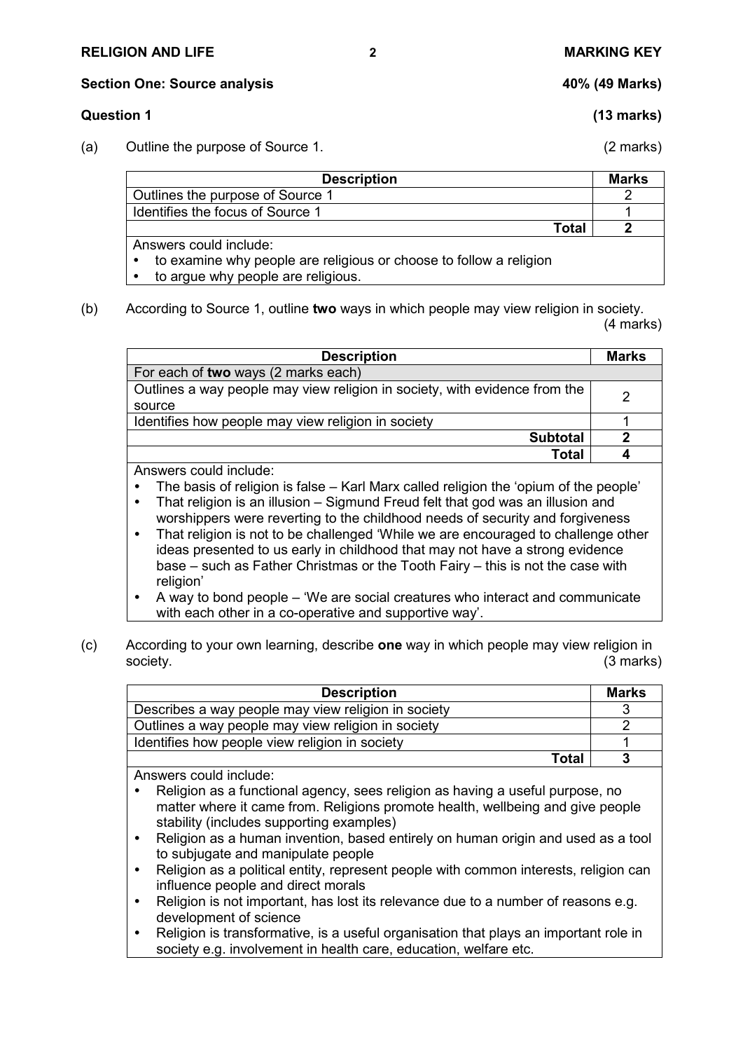## Section One: Source analysis — 40% (49 Marks)

### Question 1 (13 marks)

(a) Outline the purpose of Source 1. (2 marks)

| Description | Marks |
|---|---|
| Outlines the purpose of Source 1 | 2 |
| Identifies the focus of Source 1 | 1 |
| **Total** | **2** |

Answers could include:
- to examine why people are religious or choose to follow a religion
- to argue why people are religious.

(b) According to Source 1, outline **two** ways in which people may view religion in society. (4 marks)

| Description | Marks |
|---|---|
| For each of **two** ways (2 marks each) | |
| Outlines a way people may view religion in society, with evidence from the source | 2 |
| Identifies how people may view religion in society | 1 |
| **Subtotal** | **2** |
| **Total** | **4** |

Answers could include:
- The basis of religion is false – Karl Marx called religion the 'opium of the people'
- That religion is an illusion – Sigmund Freud felt that god was an illusion and worshippers were reverting to the childhood needs of security and forgiveness
- That religion is not to be challenged 'While we are encouraged to challenge other ideas presented to us early in childhood that may not have a strong evidence base – such as Father Christmas or the Tooth Fairy – this is not the case with religion'
- A way to bond people – 'We are social creatures who interact and communicate with each other in a co-operative and supportive way'.

(c) According to your own learning, describe **one** way in which people may view religion in society. (3 marks)

| Description | Marks |
|---|---|
| Describes a way people may view religion in society | 3 |
| Outlines a way people may view religion in society | 2 |
| Identifies how people view religion in society | 1 |
| **Total** | **3** |

Answers could include:
- Religion as a functional agency, sees religion as having a useful purpose, no matter where it came from. Religions promote health, wellbeing and give people stability (includes supporting examples)
- Religion as a human invention, based entirely on human origin and used as a tool to subjugate and manipulate people
- Religion as a political entity, represent people with common interests, religion can influence people and direct morals
- Religion is not important, has lost its relevance due to a number of reasons e.g. development of science
- Religion is transformative, is a useful organisation that plays an important role in society e.g. involvement in health care, education, welfare etc.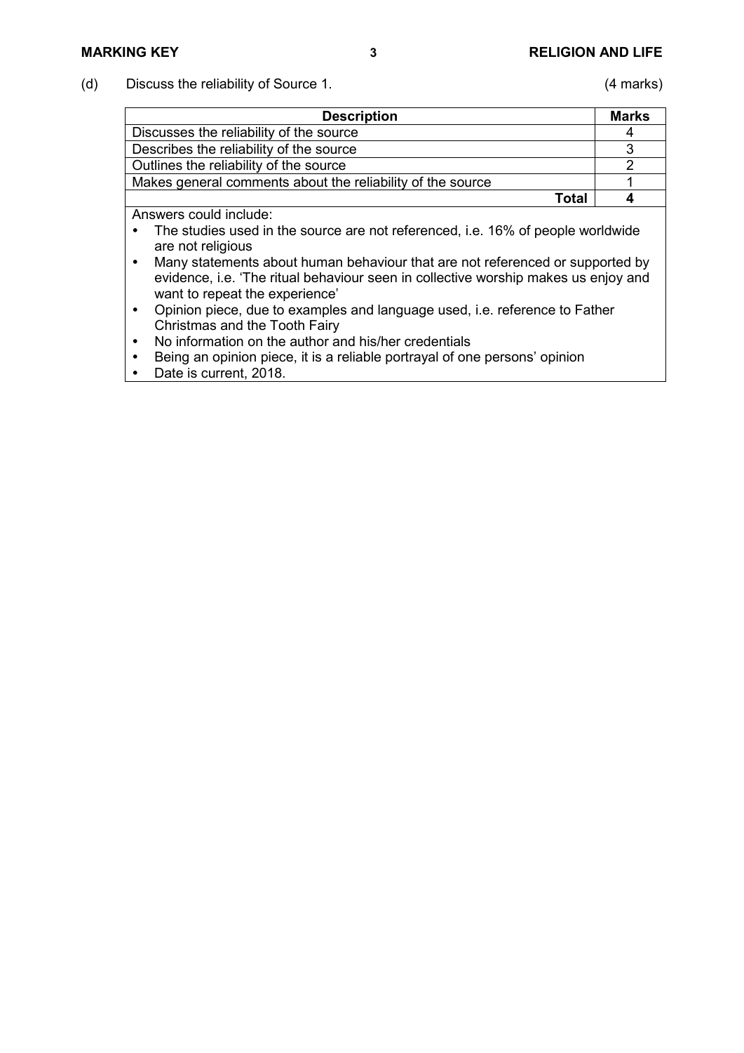(d) Discuss the reliability of Source 1. (4 marks)

| Description | Marks |
|---|---|
| Discusses the reliability of the source | 4 |
| Describes the reliability of the source | 3 |
| Outlines the reliability of the source | 2 |
| Makes general comments about the reliability of the source | 1 |
| **Total** | **4** |

Answers could include:

- The studies used in the source are not referenced, i.e. 16% of people worldwide are not religious
- Many statements about human behaviour that are not referenced or supported by evidence, i.e. 'The ritual behaviour seen in collective worship makes us enjoy and want to repeat the experience'
- Opinion piece, due to examples and language used, i.e. reference to Father Christmas and the Tooth Fairy
- No information on the author and his/her credentials
- Being an opinion piece, it is a reliable portrayal of one persons' opinion
- Date is current, 2018.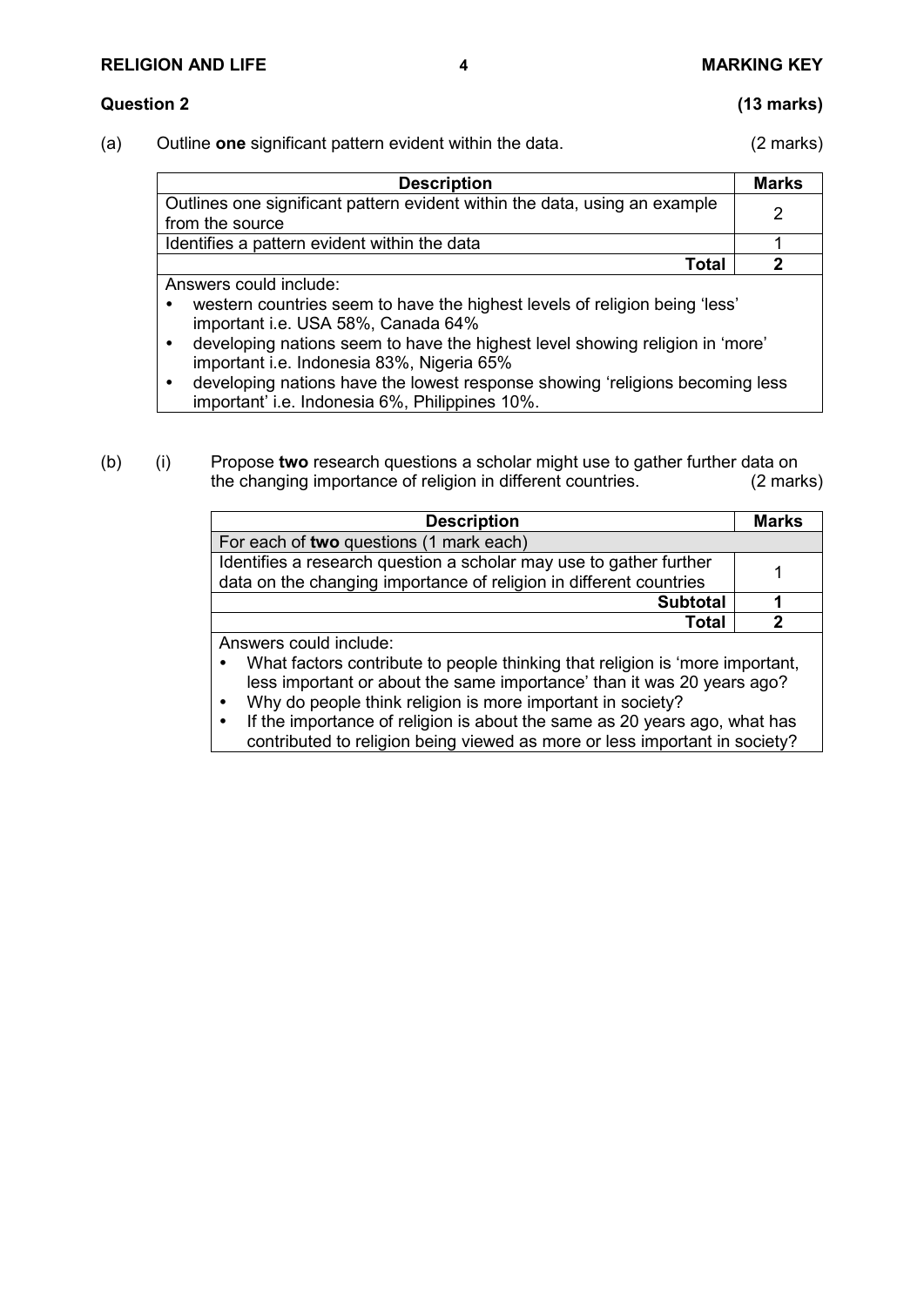**Question 2** **(13 marks)**

(a) Outline **one** significant pattern evident within the data. (2 marks)

| Description | Marks |
|---|---|
| Outlines one significant pattern evident within the data, using an example from the source | 2 |
| Identifies a pattern evident within the data | 1 |
| **Total** | **2** |
| Answers could include:<br>• western countries seem to have the highest levels of religion being 'less' important i.e. USA 58%, Canada 64%<br>• developing nations seem to have the highest level showing religion in 'more' important i.e. Indonesia 83%, Nigeria 65%<br>• developing nations have the lowest response showing 'religions becoming less important' i.e. Indonesia 6%, Philippines 10%. | |

(b) (i) Propose **two** research questions a scholar might use to gather further data on the changing importance of religion in different countries. (2 marks)

| Description | Marks |
|---|---|
| For each of **two** questions (1 mark each) | |
| Identifies a research question a scholar may use to gather further data on the changing importance of religion in different countries | 1 |
| **Subtotal** | **1** |
| **Total** | **2** |
| Answers could include:<br>• What factors contribute to people thinking that religion is 'more important, less important or about the same importance' than it was 20 years ago?<br>• Why do people think religion is more important in society?<br>• If the importance of religion is about the same as 20 years ago, what has contributed to religion being viewed as more or less important in society? | |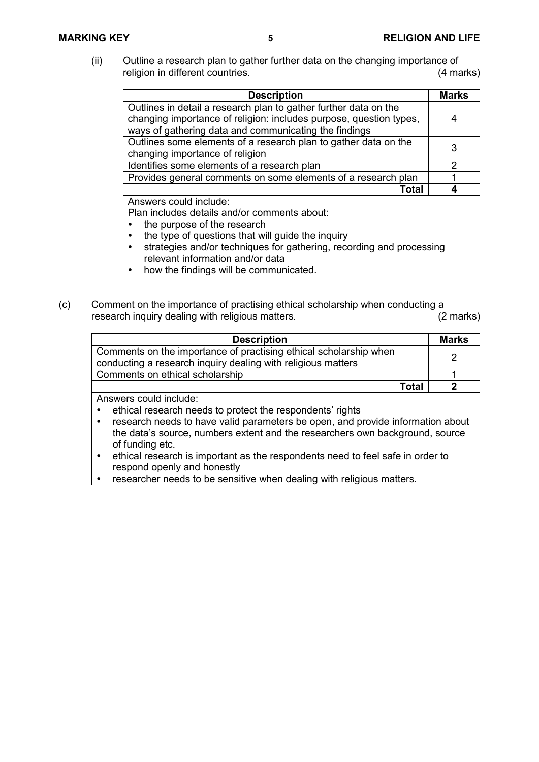(ii) Outline a research plan to gather further data on the changing importance of religion in different countries. (4 marks)

| Description | Marks |
|---|---|
| Outlines in detail a research plan to gather further data on the changing importance of religion: includes purpose, question types, ways of gathering data and communicating the findings | 4 |
| Outlines some elements of a research plan to gather data on the changing importance of religion | 3 |
| Identifies some elements of a research plan | 2 |
| Provides general comments on some elements of a research plan | 1 |
| **Total** | **4** |

Answers could include:

Plan includes details and/or comments about:

- the purpose of the research
- the type of questions that will guide the inquiry
- strategies and/or techniques for gathering, recording and processing relevant information and/or data
- how the findings will be communicated.

(c) Comment on the importance of practising ethical scholarship when conducting a research inquiry dealing with religious matters. (2 marks)

| Description | Marks |
|---|---|
| Comments on the importance of practising ethical scholarship when conducting a research inquiry dealing with religious matters | 2 |
| Comments on ethical scholarship | 1 |
| **Total** | **2** |

Answers could include:

- ethical research needs to protect the respondents' rights
- research needs to have valid parameters be open, and provide information about the data's source, numbers extent and the researchers own background, source of funding etc.
- ethical research is important as the respondents need to feel safe in order to respond openly and honestly
- researcher needs to be sensitive when dealing with religious matters.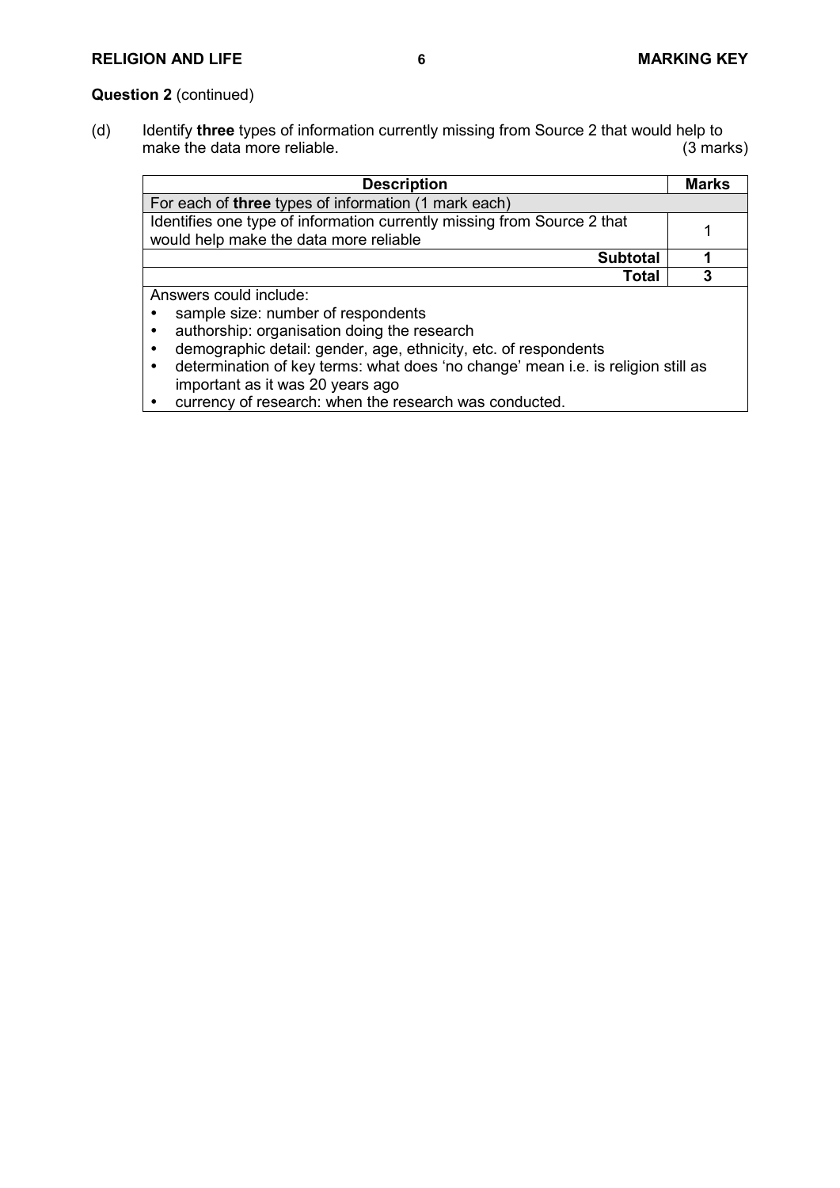**Question 2** (continued)

(d) Identify **three** types of information currently missing from Source 2 that would help to make the data more reliable. (3 marks)

| Description | Marks |
|---|---|
| For each of **three** types of information (1 mark each) | |
| Identifies one type of information currently missing from Source 2 that would help make the data more reliable | 1 |
| **Subtotal** | **1** |
| **Total** | **3** |

Answers could include:

- sample size: number of respondents
- authorship: organisation doing the research
- demographic detail: gender, age, ethnicity, etc. of respondents
- determination of key terms: what does 'no change' mean i.e. is religion still as important as it was 20 years ago
- currency of research: when the research was conducted.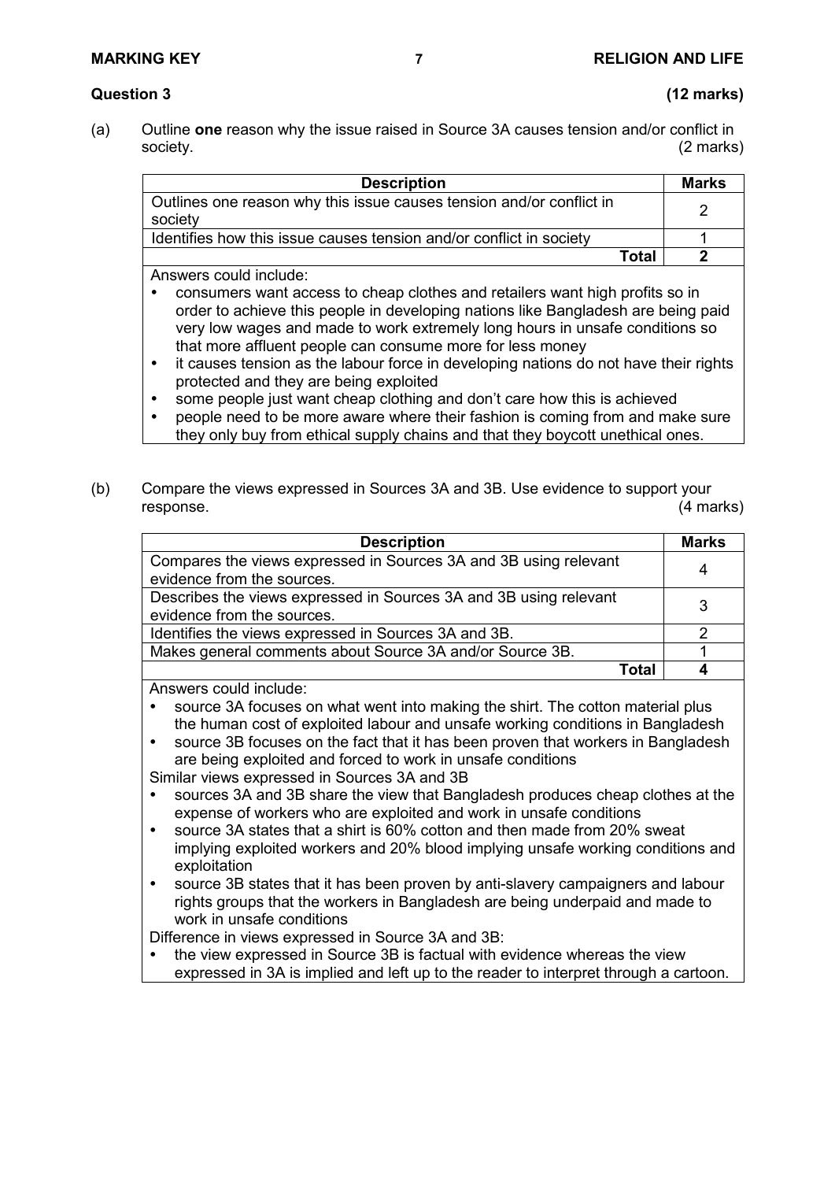## Question 3 (12 marks)

(a) Outline **one** reason why the issue raised in Source 3A causes tension and/or conflict in society. (2 marks)

| Description | Marks |
|---|---|
| Outlines one reason why this issue causes tension and/or conflict in society | 2 |
| Identifies how this issue causes tension and/or conflict in society | 1 |
| **Total** | **2** |

Answers could include:

- consumers want access to cheap clothes and retailers want high profits so in order to achieve this people in developing nations like Bangladesh are being paid very low wages and made to work extremely long hours in unsafe conditions so that more affluent people can consume more for less money
- it causes tension as the labour force in developing nations do not have their rights protected and they are being exploited
- some people just want cheap clothing and don't care how this is achieved
- people need to be more aware where their fashion is coming from and make sure they only buy from ethical supply chains and that they boycott unethical ones.

(b) Compare the views expressed in Sources 3A and 3B. Use evidence to support your response. (4 marks)

| Description | Marks |
|---|---|
| Compares the views expressed in Sources 3A and 3B using relevant evidence from the sources. | 4 |
| Describes the views expressed in Sources 3A and 3B using relevant evidence from the sources. | 3 |
| Identifies the views expressed in Sources 3A and 3B. | 2 |
| Makes general comments about Source 3A and/or Source 3B. | 1 |
| **Total** | **4** |

Answers could include:

- source 3A focuses on what went into making the shirt. The cotton material plus the human cost of exploited labour and unsafe working conditions in Bangladesh
- source 3B focuses on the fact that it has been proven that workers in Bangladesh are being exploited and forced to work in unsafe conditions

Similar views expressed in Sources 3A and 3B

- sources 3A and 3B share the view that Bangladesh produces cheap clothes at the expense of workers who are exploited and work in unsafe conditions
- source 3A states that a shirt is 60% cotton and then made from 20% sweat implying exploited workers and 20% blood implying unsafe working conditions and exploitation
- source 3B states that it has been proven by anti-slavery campaigners and labour rights groups that the workers in Bangladesh are being underpaid and made to work in unsafe conditions

Difference in views expressed in Source 3A and 3B:

- the view expressed in Source 3B is factual with evidence whereas the view expressed in 3A is implied and left up to the reader to interpret through a cartoon.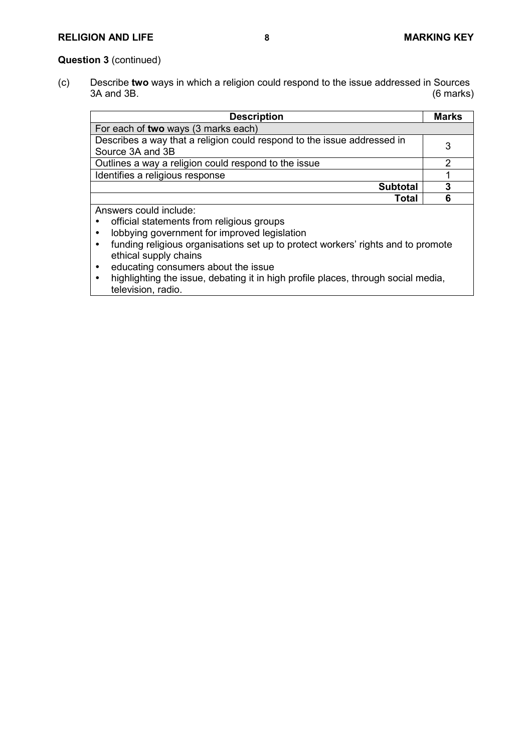**Question 3** (continued)

(c) Describe **two** ways in which a religion could respond to the issue addressed in Sources 3A and 3B. (6 marks)

| Description | Marks |
|---|---|
| For each of **two** ways (3 marks each) | |
| Describes a way that a religion could respond to the issue addressed in Source 3A and 3B | 3 |
| Outlines a way a religion could respond to the issue | 2 |
| Identifies a religious response | 1 |
| **Subtotal** | **3** |
| **Total** | **6** |
| Answers could include:<br>• official statements from religious groups<br>• lobbying government for improved legislation<br>• funding religious organisations set up to protect workers' rights and to promote ethical supply chains<br>• educating consumers about the issue<br>• highlighting the issue, debating it in high profile places, through social media, television, radio. | |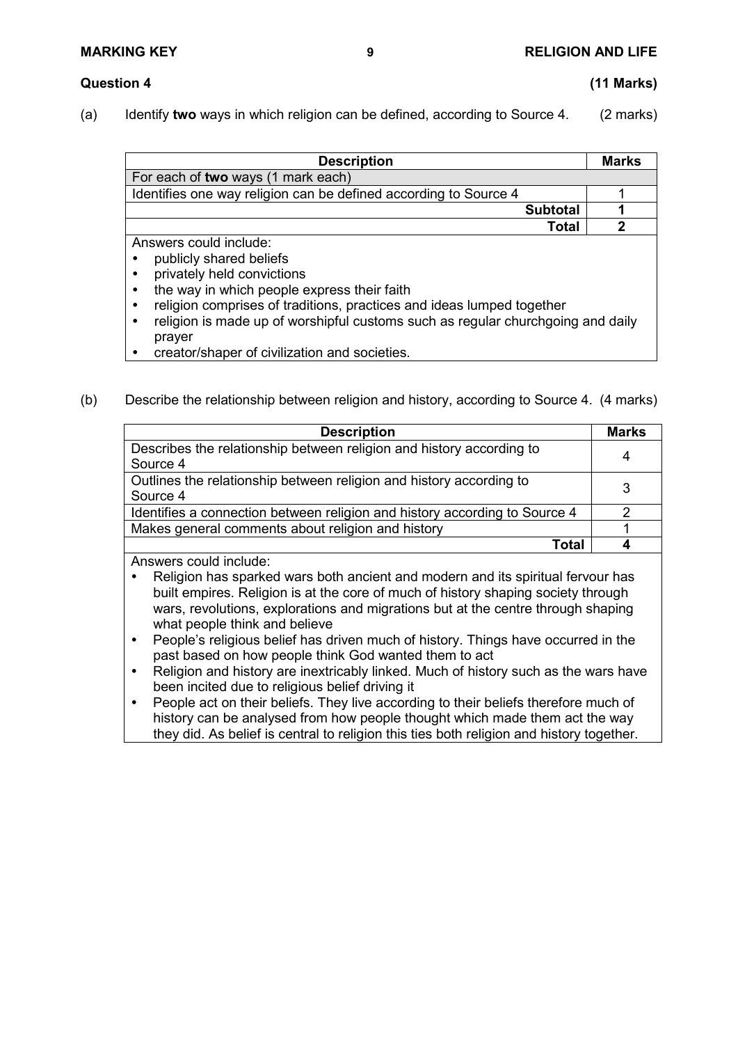## Question 4 (11 Marks)

(a) Identify **two** ways in which religion can be defined, according to Source 4. (2 marks)

| Description | Marks |
|---|---|
| For each of **two** ways (1 mark each) | |
| Identifies one way religion can be defined according to Source 4 | 1 |
| **Subtotal** | **1** |
| **Total** | **2** |

Answers could include:

- publicly shared beliefs
- privately held convictions
- the way in which people express their faith
- religion comprises of traditions, practices and ideas lumped together
- religion is made up of worshipful customs such as regular churchgoing and daily prayer
- creator/shaper of civilization and societies.

(b) Describe the relationship between religion and history, according to Source 4. (4 marks)

| Description | Marks |
|---|---|
| Describes the relationship between religion and history according to Source 4 | 4 |
| Outlines the relationship between religion and history according to Source 4 | 3 |
| Identifies a connection between religion and history according to Source 4 | 2 |
| Makes general comments about religion and history | 1 |
| **Total** | **4** |

Answers could include:

- Religion has sparked wars both ancient and modern and its spiritual fervour has built empires. Religion is at the core of much of history shaping society through wars, revolutions, explorations and migrations but at the centre through shaping what people think and believe
- People's religious belief has driven much of history. Things have occurred in the past based on how people think God wanted them to act
- Religion and history are inextricably linked. Much of history such as the wars have been incited due to religious belief driving it
- People act on their beliefs. They live according to their beliefs therefore much of history can be analysed from how people thought which made them act the way they did. As belief is central to religion this ties both religion and history together.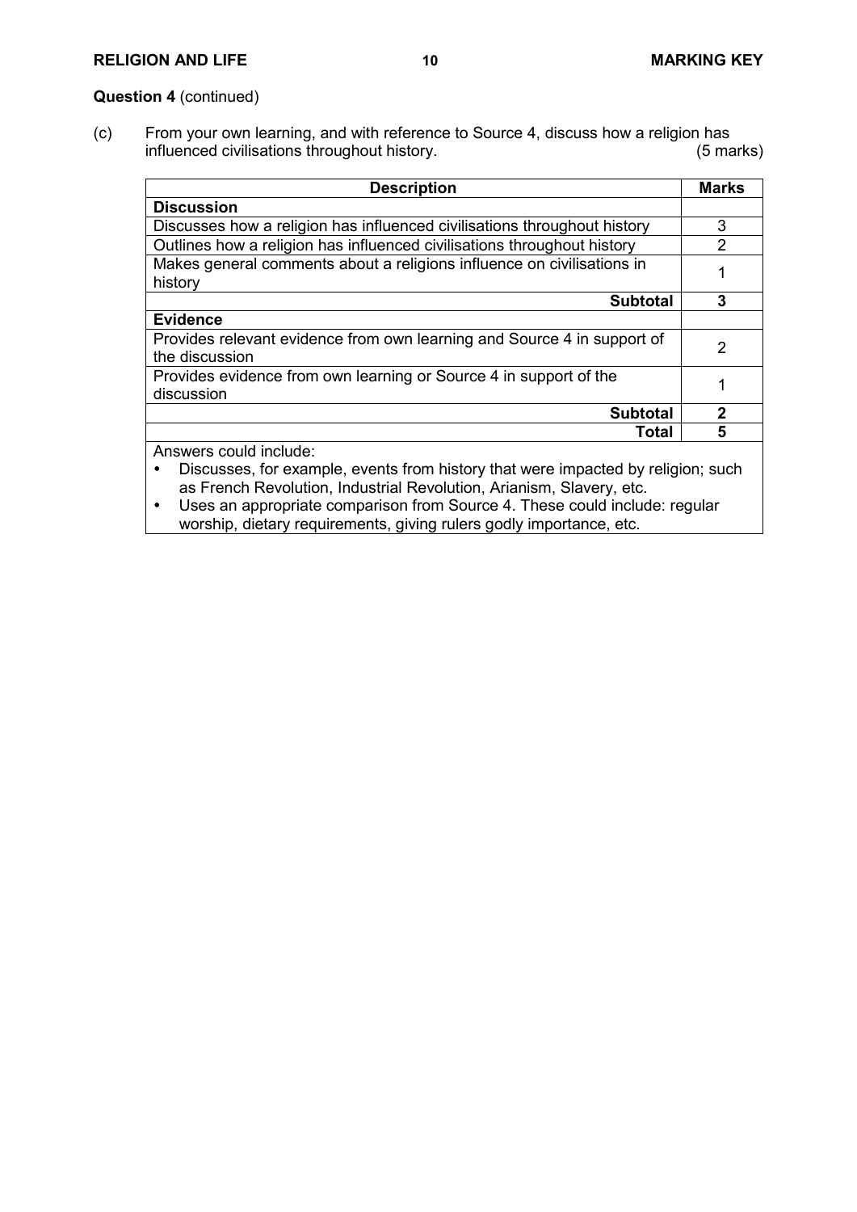**Question 4** (continued)

(c) From your own learning, and with reference to Source 4, discuss how a religion has influenced civilisations throughout history. (5 marks)

| Description | Marks |
|---|---|
| **Discussion** | |
| Discusses how a religion has influenced civilisations throughout history | 3 |
| Outlines how a religion has influenced civilisations throughout history | 2 |
| Makes general comments about a religions influence on civilisations in history | 1 |
| **Subtotal** | **3** |
| **Evidence** | |
| Provides relevant evidence from own learning and Source 4 in support of the discussion | 2 |
| Provides evidence from own learning or Source 4 in support of the discussion | 1 |
| **Subtotal** | **2** |
| **Total** | **5** |
| Answers could include:<br>• Discusses, for example, events from history that were impacted by religion; such as French Revolution, Industrial Revolution, Arianism, Slavery, etc.<br>• Uses an appropriate comparison from Source 4. These could include: regular worship, dietary requirements, giving rulers godly importance, etc. | |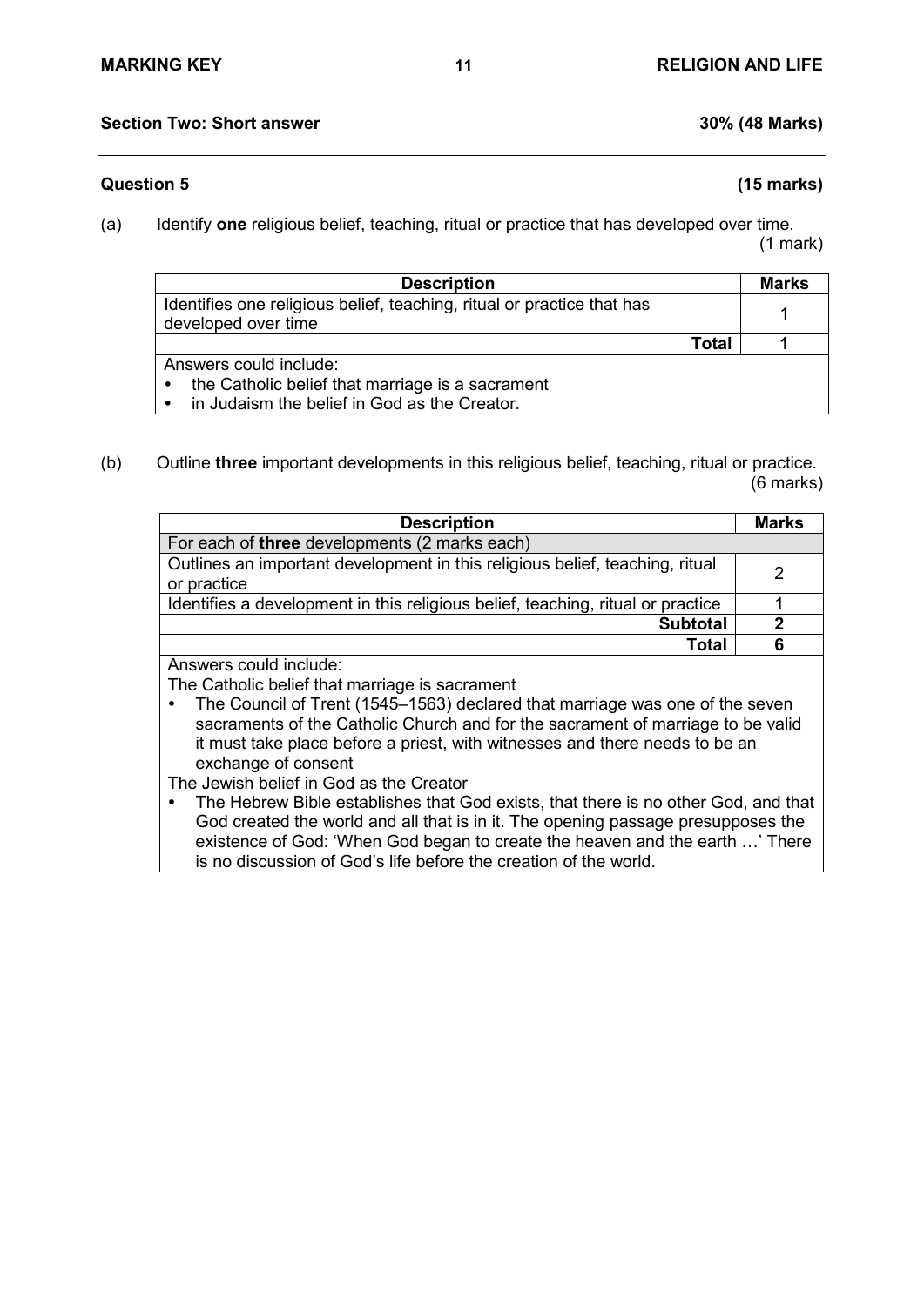## Section Two: Short answer — 30% (48 Marks)

### Question 5 (15 marks)

(a) Identify **one** religious belief, teaching, ritual or practice that has developed over time. (1 mark)

| Description | Marks |
|---|---|
| Identifies one religious belief, teaching, ritual or practice that has developed over time | 1 |
| **Total** | **1** |
| Answers could include:<br>• the Catholic belief that marriage is a sacrament<br>• in Judaism the belief in God as the Creator. | |

(b) Outline **three** important developments in this religious belief, teaching, ritual or practice. (6 marks)

| Description | Marks |
|---|---|
| For each of **three** developments (2 marks each) | |
| Outlines an important development in this religious belief, teaching, ritual or practice | 2 |
| Identifies a development in this religious belief, teaching, ritual or practice | 1 |
| **Subtotal** | **2** |
| **Total** | **6** |
| Answers could include:<br>The Catholic belief that marriage is sacrament<br>• The Council of Trent (1545–1563) declared that marriage was one of the seven sacraments of the Catholic Church and for the sacrament of marriage to be valid it must take place before a priest, with witnesses and there needs to be an exchange of consent<br>The Jewish belief in God as the Creator<br>• The Hebrew Bible establishes that God exists, that there is no other God, and that God created the world and all that is in it. The opening passage presupposes the existence of God: 'When God began to create the heaven and the earth …' There is no discussion of God's life before the creation of the world. | |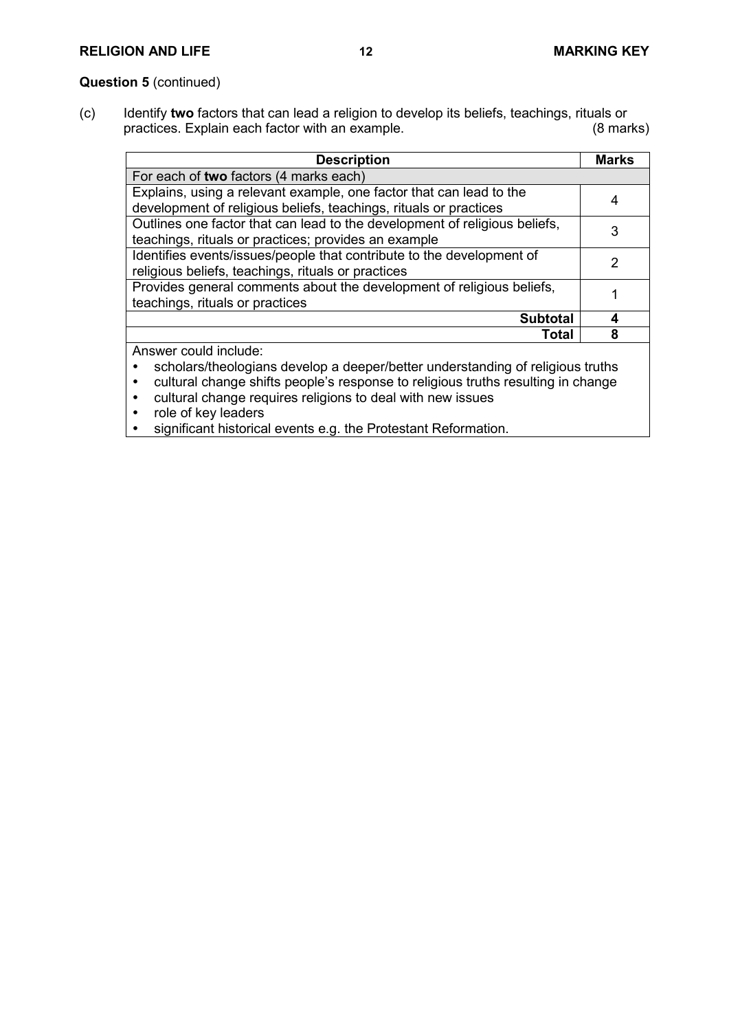**Question 5** (continued)

(c) Identify **two** factors that can lead a religion to develop its beliefs, teachings, rituals or practices. Explain each factor with an example. (8 marks)

| Description | Marks |
|---|---|
| For each of **two** factors (4 marks each) | |
| Explains, using a relevant example, one factor that can lead to the development of religious beliefs, teachings, rituals or practices | 4 |
| Outlines one factor that can lead to the development of religious beliefs, teachings, rituals or practices; provides an example | 3 |
| Identifies events/issues/people that contribute to the development of religious beliefs, teachings, rituals or practices | 2 |
| Provides general comments about the development of religious beliefs, teachings, rituals or practices | 1 |
| **Subtotal** | **4** |
| **Total** | **8** |

Answer could include:

- scholars/theologians develop a deeper/better understanding of religious truths
- cultural change shifts people's response to religious truths resulting in change
- cultural change requires religions to deal with new issues
- role of key leaders
- significant historical events e.g. the Protestant Reformation.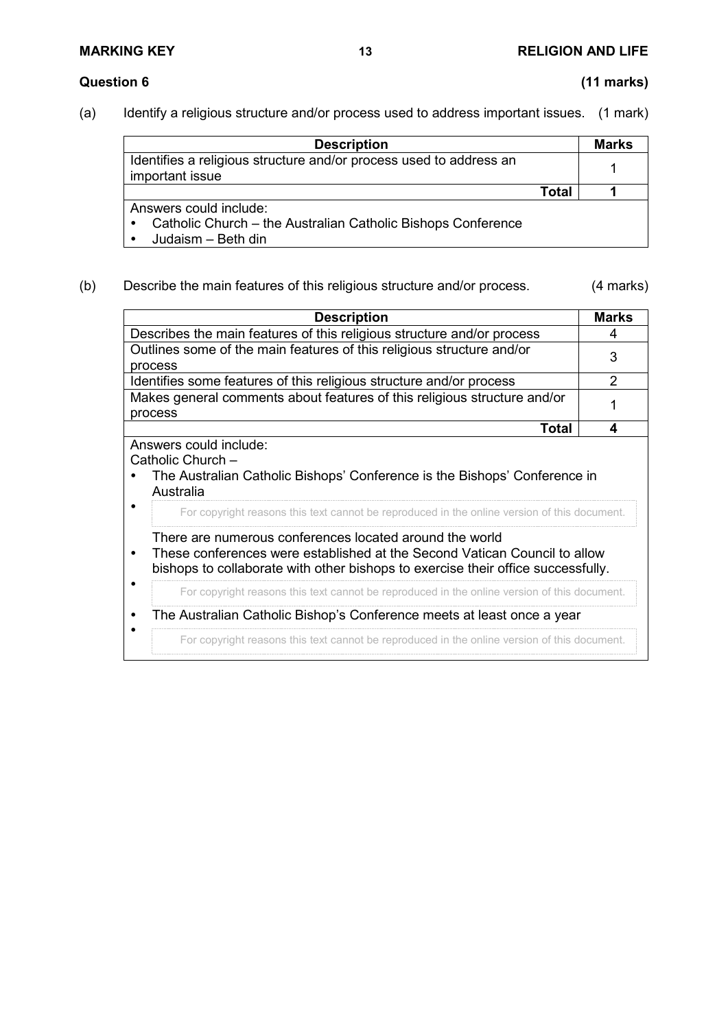**Question 6** **(11 marks)**

(a) Identify a religious structure and/or process used to address important issues. (1 mark)

| Description | Marks |
|---|---|
| Identifies a religious structure and/or process used to address an important issue | 1 |
| **Total** | **1** |
| Answers could include:<br>• Catholic Church – the Australian Catholic Bishops Conference<br>• Judaism – Beth din | |

(b) Describe the main features of this religious structure and/or process. (4 marks)

| Description | Marks |
|---|---|
| Describes the main features of this religious structure and/or process | 4 |
| Outlines some of the main features of this religious structure and/or process | 3 |
| Identifies some features of this religious structure and/or process | 2 |
| Makes general comments about features of this religious structure and/or process | 1 |
| **Total** | **4** |
| Answers could include:<br>Catholic Church –<br>• The Australian Catholic Bishops' Conference is the Bishops' Conference in Australia<br>• For copyright reasons this text cannot be reproduced in the online version of this document.<br>There are numerous conferences located around the world<br>• These conferences were established at the Second Vatican Council to allow bishops to collaborate with other bishops to exercise their office successfully.<br>• For copyright reasons this text cannot be reproduced in the online version of this document.<br>• The Australian Catholic Bishop's Conference meets at least once a year<br>• For copyright reasons this text cannot be reproduced in the online version of this document. | |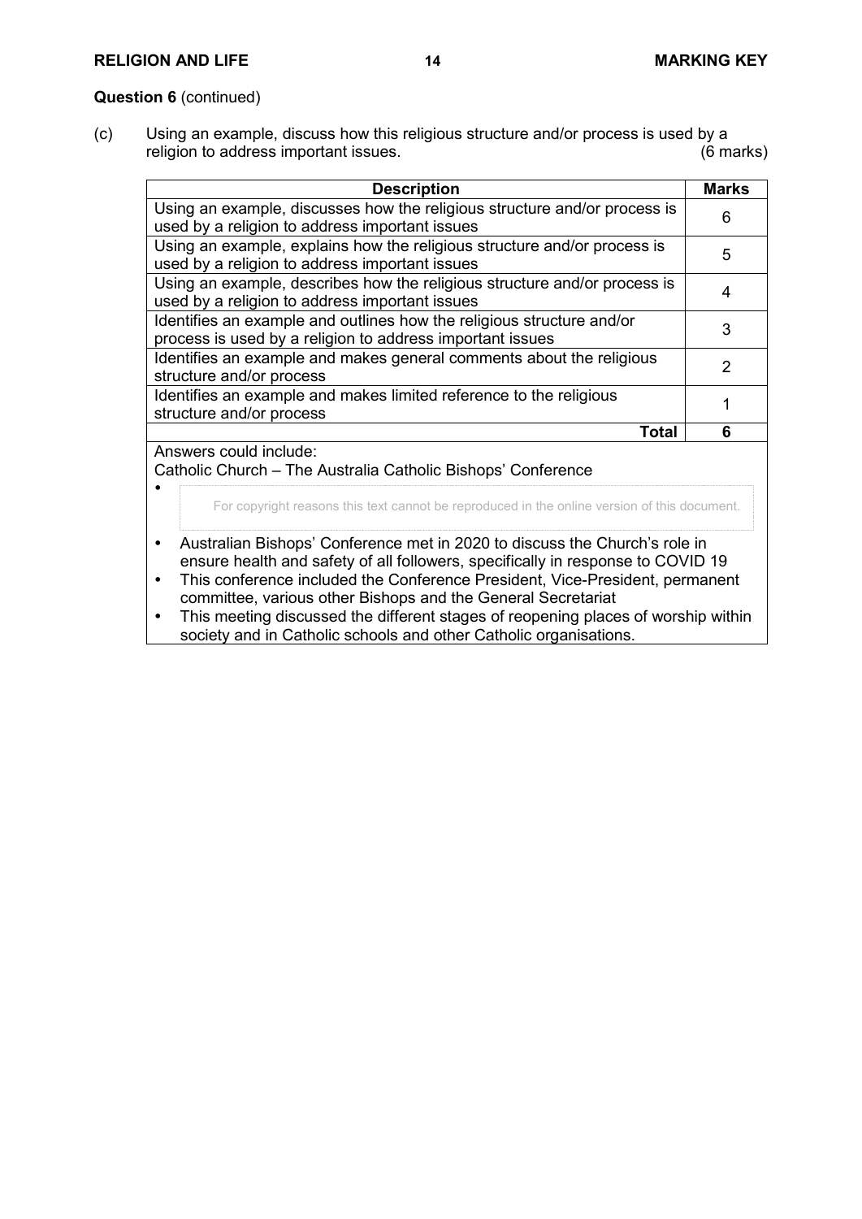**Question 6** (continued)

(c) Using an example, discuss how this religious structure and/or process is used by a religion to address important issues. (6 marks)

| Description | Marks |
|---|---|
| Using an example, discusses how the religious structure and/or process is used by a religion to address important issues | 6 |
| Using an example, explains how the religious structure and/or process is used by a religion to address important issues | 5 |
| Using an example, describes how the religious structure and/or process is used by a religion to address important issues | 4 |
| Identifies an example and outlines how the religious structure and/or process is used by a religion to address important issues | 3 |
| Identifies an example and makes general comments about the religious structure and/or process | 2 |
| Identifies an example and makes limited reference to the religious structure and/or process | 1 |
| **Total** | **6** |

Answers could include:

Catholic Church – The Australia Catholic Bishops' Conference

- For copyright reasons this text cannot be reproduced in the online version of this document.
- Australian Bishops' Conference met in 2020 to discuss the Church's role in ensure health and safety of all followers, specifically in response to COVID 19
- This conference included the Conference President, Vice-President, permanent committee, various other Bishops and the General Secretariat
- This meeting discussed the different stages of reopening places of worship within society and in Catholic schools and other Catholic organisations.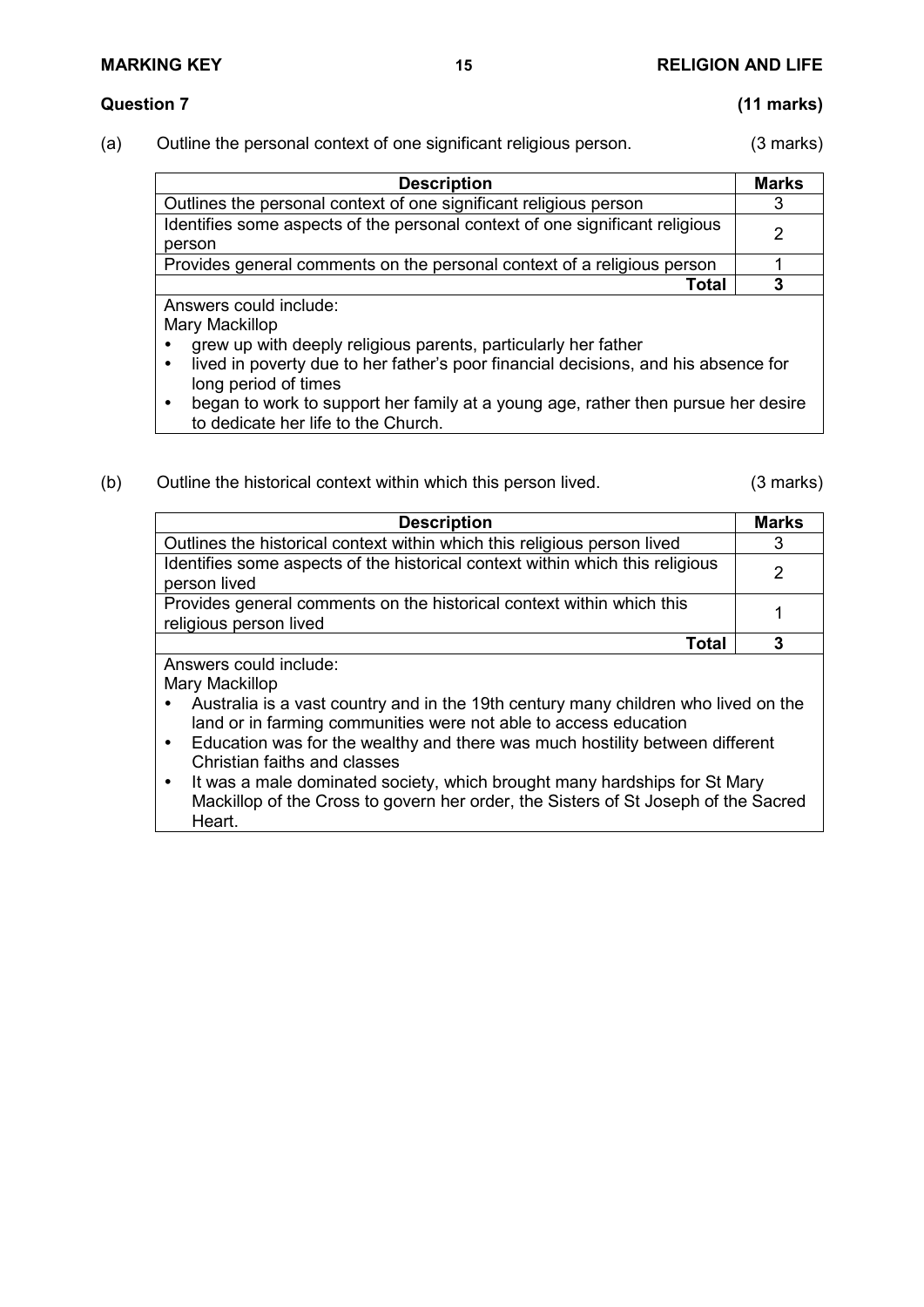**Question 7** **(11 marks)**

(a) Outline the personal context of one significant religious person. (3 marks)

| Description | Marks |
|---|---|
| Outlines the personal context of one significant religious person | 3 |
| Identifies some aspects of the personal context of one significant religious person | 2 |
| Provides general comments on the personal context of a religious person | 1 |
| **Total** | **3** |

Answers could include:
Mary Mackillop
- grew up with deeply religious parents, particularly her father
- lived in poverty due to her father's poor financial decisions, and his absence for long period of times
- began to work to support her family at a young age, rather then pursue her desire to dedicate her life to the Church.

(b) Outline the historical context within which this person lived. (3 marks)

| Description | Marks |
|---|---|
| Outlines the historical context within which this religious person lived | 3 |
| Identifies some aspects of the historical context within which this religious person lived | 2 |
| Provides general comments on the historical context within which this religious person lived | 1 |
| **Total** | **3** |

Answers could include:
Mary Mackillop
- Australia is a vast country and in the 19th century many children who lived on the land or in farming communities were not able to access education
- Education was for the wealthy and there was much hostility between different Christian faiths and classes
- It was a male dominated society, which brought many hardships for St Mary Mackillop of the Cross to govern her order, the Sisters of St Joseph of the Sacred Heart.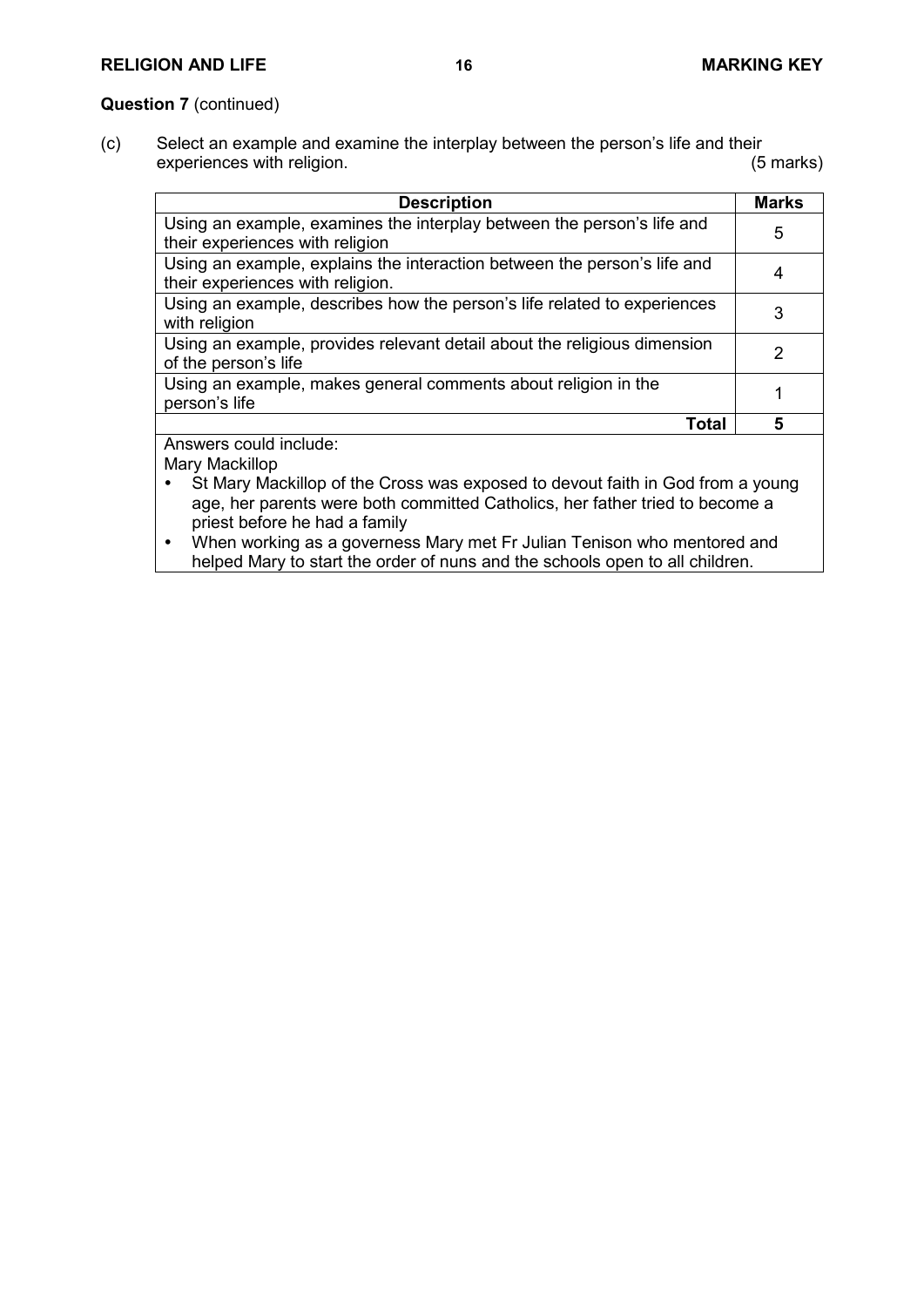**Question 7** (continued)

(c) Select an example and examine the interplay between the person's life and their experiences with religion. (5 marks)

| Description | Marks |
|---|---|
| Using an example, examines the interplay between the person's life and their experiences with religion | 5 |
| Using an example, explains the interaction between the person's life and their experiences with religion. | 4 |
| Using an example, describes how the person's life related to experiences with religion | 3 |
| Using an example, provides relevant detail about the religious dimension of the person's life | 2 |
| Using an example, makes general comments about religion in the person's life | 1 |
| **Total** | **5** |

Answers could include:

Mary Mackillop

- St Mary Mackillop of the Cross was exposed to devout faith in God from a young age, her parents were both committed Catholics, her father tried to become a priest before he had a family
- When working as a governess Mary met Fr Julian Tenison who mentored and helped Mary to start the order of nuns and the schools open to all children.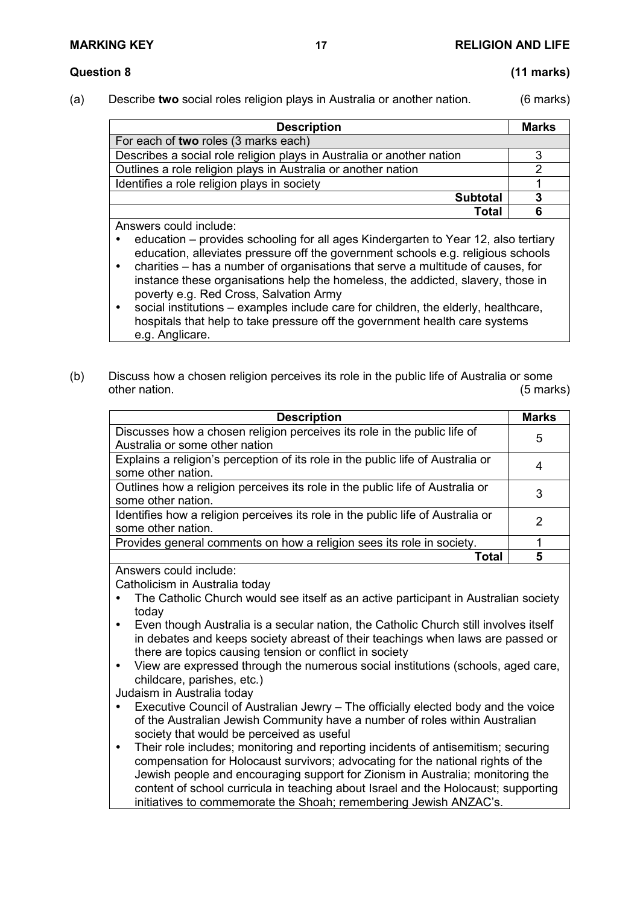**Question 8** **(11 marks)**

(a) Describe **two** social roles religion plays in Australia or another nation. (6 marks)

| Description | Marks |
|---|---|
| For each of **two** roles (3 marks each) | |
| Describes a social role religion plays in Australia or another nation | 3 |
| Outlines a role religion plays in Australia or another nation | 2 |
| Identifies a role religion plays in society | 1 |
| **Subtotal** | **3** |
| **Total** | **6** |

Answers could include:

- education – provides schooling for all ages Kindergarten to Year 12, also tertiary education, alleviates pressure off the government schools e.g. religious schools
- charities – has a number of organisations that serve a multitude of causes, for instance these organisations help the homeless, the addicted, slavery, those in poverty e.g. Red Cross, Salvation Army
- social institutions – examples include care for children, the elderly, healthcare, hospitals that help to take pressure off the government health care systems e.g. Anglicare.

(b) Discuss how a chosen religion perceives its role in the public life of Australia or some other nation. (5 marks)

| Description | Marks |
|---|---|
| Discusses how a chosen religion perceives its role in the public life of Australia or some other nation | 5 |
| Explains a religion's perception of its role in the public life of Australia or some other nation. | 4 |
| Outlines how a religion perceives its role in the public life of Australia or some other nation. | 3 |
| Identifies how a religion perceives its role in the public life of Australia or some other nation. | 2 |
| Provides general comments on how a religion sees its role in society. | 1 |
| **Total** | **5** |

Answers could include:

Catholicism in Australia today

- The Catholic Church would see itself as an active participant in Australian society today
- Even though Australia is a secular nation, the Catholic Church still involves itself in debates and keeps society abreast of their teachings when laws are passed or there are topics causing tension or conflict in society
- View are expressed through the numerous social institutions (schools, aged care, childcare, parishes, etc.)

Judaism in Australia today

- Executive Council of Australian Jewry – The officially elected body and the voice of the Australian Jewish Community have a number of roles within Australian society that would be perceived as useful
- Their role includes; monitoring and reporting incidents of antisemitism; securing compensation for Holocaust survivors; advocating for the national rights of the Jewish people and encouraging support for Zionism in Australia; monitoring the content of school curricula in teaching about Israel and the Holocaust; supporting initiatives to commemorate the Shoah; remembering Jewish ANZAC's.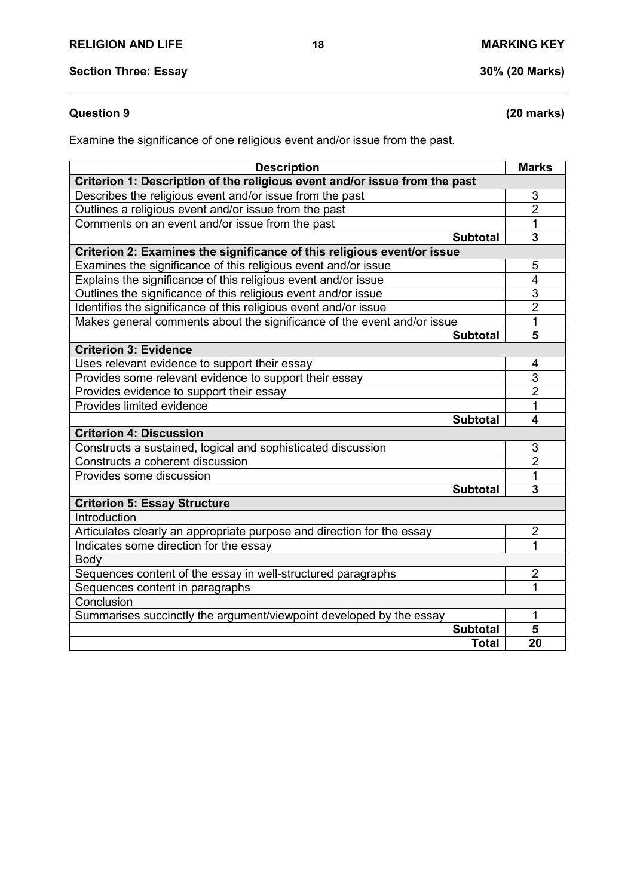## Section Three: Essay 30% (20 Marks)

### Question 9 (20 marks)

Examine the significance of one religious event and/or issue from the past.

| Description | Marks |
|---|---|
| **Criterion 1: Description of the religious event and/or issue from the past** | |
| Describes the religious event and/or issue from the past | 3 |
| Outlines a religious event and/or issue from the past | 2 |
| Comments on an event and/or issue from the past | 1 |
| **Subtotal** | **3** |
| **Criterion 2: Examines the significance of this religious event/or issue** | |
| Examines the significance of this religious event and/or issue | 5 |
| Explains the significance of this religious event and/or issue | 4 |
| Outlines the significance of this religious event and/or issue | 3 |
| Identifies the significance of this religious event and/or issue | 2 |
| Makes general comments about the significance of the event and/or issue | 1 |
| **Subtotal** | **5** |
| **Criterion 3: Evidence** | |
| Uses relevant evidence to support their essay | 4 |
| Provides some relevant evidence to support their essay | 3 |
| Provides evidence to support their essay | 2 |
| Provides limited evidence | 1 |
| **Subtotal** | **4** |
| **Criterion 4: Discussion** | |
| Constructs a sustained, logical and sophisticated discussion | 3 |
| Constructs a coherent discussion | 2 |
| Provides some discussion | 1 |
| **Subtotal** | **3** |
| **Criterion 5: Essay Structure** | |
| Introduction | |
| Articulates clearly an appropriate purpose and direction for the essay | 2 |
| Indicates some direction for the essay | 1 |
| Body | |
| Sequences content of the essay in well-structured paragraphs | 2 |
| Sequences content in paragraphs | 1 |
| Conclusion | |
| Summarises succinctly the argument/viewpoint developed by the essay | 1 |
| **Subtotal** | **5** |
| **Total** | **20** |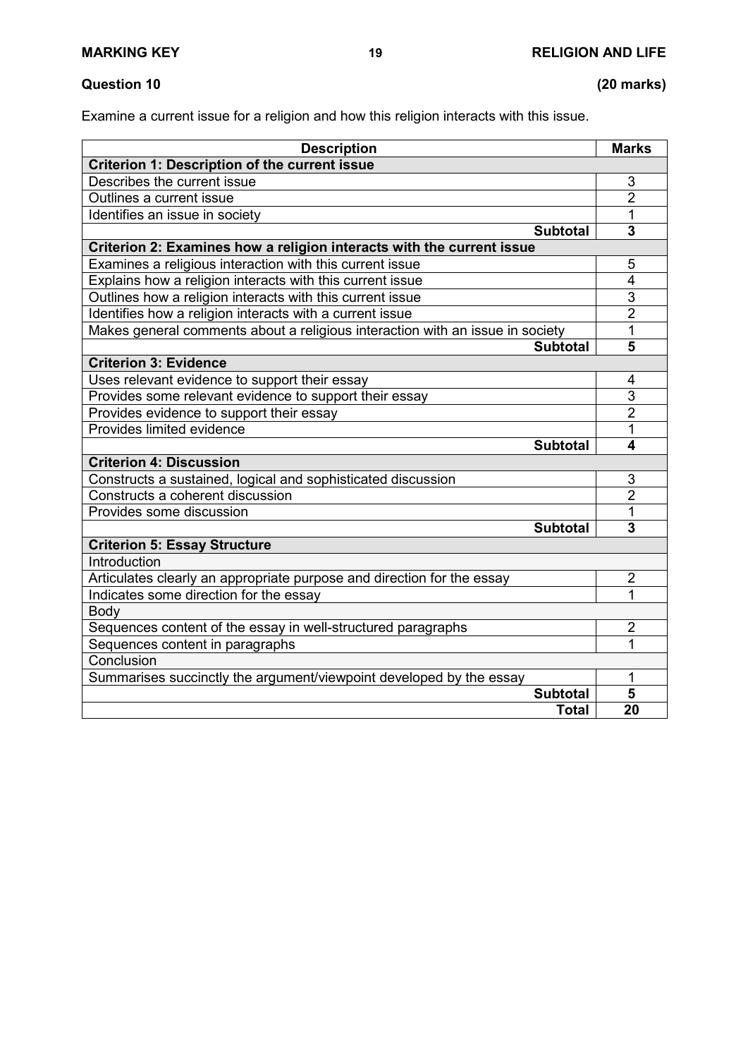**Question 10** **(20 marks)**

Examine a current issue for a religion and how this religion interacts with this issue.

| Description | Marks |
|---|---|
| **Criterion 1: Description of the current issue** | |
| Describes the current issue | 3 |
| Outlines a current issue | 2 |
| Identifies an issue in society | 1 |
| **Subtotal** | **3** |
| **Criterion 2: Examines how a religion interacts with the current issue** | |
| Examines a religious interaction with this current issue | 5 |
| Explains how a religion interacts with this current issue | 4 |
| Outlines how a religion interacts with this current issue | 3 |
| Identifies how a religion interacts with a current issue | 2 |
| Makes general comments about a religious interaction with an issue in society | 1 |
| **Subtotal** | **5** |
| **Criterion 3: Evidence** | |
| Uses relevant evidence to support their essay | 4 |
| Provides some relevant evidence to support their essay | 3 |
| Provides evidence to support their essay | 2 |
| Provides limited evidence | 1 |
| **Subtotal** | **4** |
| **Criterion 4: Discussion** | |
| Constructs a sustained, logical and sophisticated discussion | 3 |
| Constructs a coherent discussion | 2 |
| Provides some discussion | 1 |
| **Subtotal** | **3** |
| **Criterion 5: Essay Structure** | |
| Introduction | |
| Articulates clearly an appropriate purpose and direction for the essay | 2 |
| Indicates some direction for the essay | 1 |
| Body | |
| Sequences content of the essay in well-structured paragraphs | 2 |
| Sequences content in paragraphs | 1 |
| Conclusion | |
| Summarises succinctly the argument/viewpoint developed by the essay | 1 |
| **Subtotal** | **5** |
| **Total** | **20** |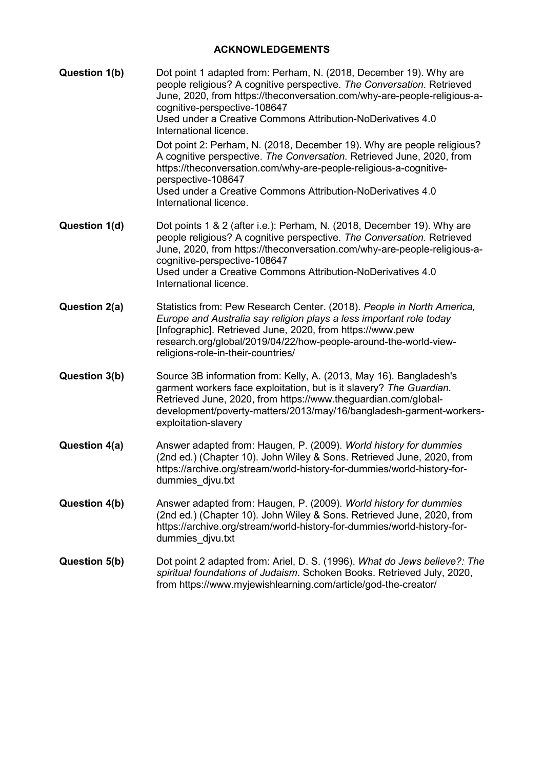## ACKNOWLEDGEMENTS

**Question 1(b)**

Dot point 1 adapted from: Perham, N. (2018, December 19). Why are people religious? A cognitive perspective. *The Conversation*. Retrieved June, 2020, from https://theconversation.com/why-are-people-religious-a-cognitive-perspective-108647
Used under a Creative Commons Attribution-NoDerivatives 4.0 International licence.

Dot point 2: Perham, N. (2018, December 19). Why are people religious? A cognitive perspective. *The Conversation*. Retrieved June, 2020, from https://theconversation.com/why-are-people-religious-a-cognitive-perspective-108647
Used under a Creative Commons Attribution-NoDerivatives 4.0 International licence.

**Question 1(d)**

Dot points 1 & 2 (after i.e.): Perham, N. (2018, December 19). Why are people religious? A cognitive perspective. *The Conversation*. Retrieved June, 2020, from https://theconversation.com/why-are-people-religious-a-cognitive-perspective-108647
Used under a Creative Commons Attribution-NoDerivatives 4.0 International licence.

**Question 2(a)**

Statistics from: Pew Research Center. (2018). *People in North America, Europe and Australia say religion plays a less important role today* [Infographic]. Retrieved June, 2020, from https://www.pewresearch.org/global/2019/04/22/how-people-around-the-world-view-religions-role-in-their-countries/

**Question 3(b)**

Source 3B information from: Kelly, A. (2013, May 16). Bangladesh's garment workers face exploitation, but is it slavery? *The Guardian*. Retrieved June, 2020, from https://www.theguardian.com/global-development/poverty-matters/2013/may/16/bangladesh-garment-workers-exploitation-slavery

**Question 4(a)**

Answer adapted from: Haugen, P. (2009). *World history for dummies* (2nd ed.) (Chapter 10). John Wiley & Sons. Retrieved June, 2020, from https://archive.org/stream/world-history-for-dummies/world-history-for-dummies_djvu.txt

**Question 4(b)**

Answer adapted from: Haugen, P. (2009). *World history for dummies* (2nd ed.) (Chapter 10). John Wiley & Sons. Retrieved June, 2020, from https://archive.org/stream/world-history-for-dummies/world-history-for-dummies_djvu.txt

**Question 5(b)**

Dot point 2 adapted from: Ariel, D. S. (1996). *What do Jews believe?: The spiritual foundations of Judaism*. Schoken Books. Retrieved July, 2020, from https://www.myjewishlearning.com/article/god-the-creator/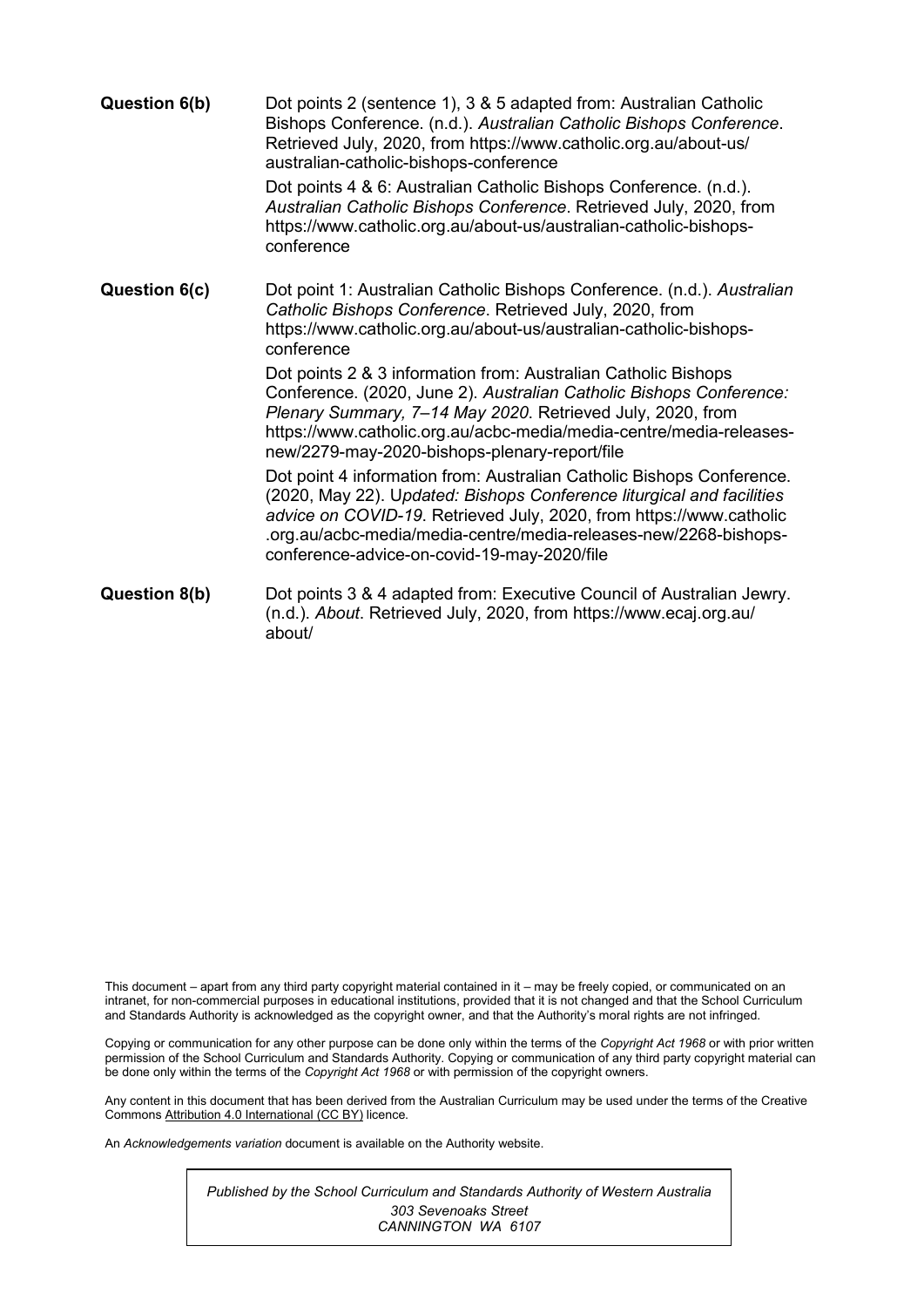| | |
|---|---|
| **Question 6(b)** | Dot points 2 (sentence 1), 3 & 5 adapted from: Australian Catholic Bishops Conference. (n.d.). *Australian Catholic Bishops Conference*. Retrieved July, 2020, from https://www.catholic.org.au/about-us/australian-catholic-bishops-conference<br><br>Dot points 4 & 6: Australian Catholic Bishops Conference. (n.d.). *Australian Catholic Bishops Conference*. Retrieved July, 2020, from https://www.catholic.org.au/about-us/australian-catholic-bishops-conference |
| **Question 6(c)** | Dot point 1: Australian Catholic Bishops Conference. (n.d.). *Australian Catholic Bishops Conference*. Retrieved July, 2020, from https://www.catholic.org.au/about-us/australian-catholic-bishops-conference<br><br>Dot points 2 & 3 information from: Australian Catholic Bishops Conference. (2020, June 2). *Australian Catholic Bishops Conference: Plenary Summary, 7–14 May 2020*. Retrieved July, 2020, from https://www.catholic.org.au/acbc-media/media-centre/media-releases-new/2279-may-2020-bishops-plenary-report/file<br><br>Dot point 4 information from: Australian Catholic Bishops Conference. (2020, May 22). U*pdated: Bishops Conference liturgical and facilities advice on COVID-19*. Retrieved July, 2020, from https://www.catholic.org.au/acbc-media/media-centre/media-releases-new/2268-bishops-conference-advice-on-covid-19-may-2020/file |
| **Question 8(b)** | Dot points 3 & 4 adapted from: Executive Council of Australian Jewry. (n.d.). *About*. Retrieved July, 2020, from https://www.ecaj.org.au/about/ |

This document – apart from any third party copyright material contained in it – may be freely copied, or communicated on an intranet, for non-commercial purposes in educational institutions, provided that it is not changed and that the School Curriculum and Standards Authority is acknowledged as the copyright owner, and that the Authority's moral rights are not infringed.

Copying or communication for any other purpose can be done only within the terms of the *Copyright Act 1968* or with prior written permission of the School Curriculum and Standards Authority. Copying or communication of any third party copyright material can be done only within the terms of the *Copyright Act 1968* or with permission of the copyright owners.

Any content in this document that has been derived from the Australian Curriculum may be used under the terms of the Creative Commons Attribution 4.0 International (CC BY) licence.

An *Acknowledgements variation* document is available on the Authority website.

*Published by the School Curriculum and Standards Authority of Western Australia*
*303 Sevenoaks Street*
*CANNINGTON WA 6107*